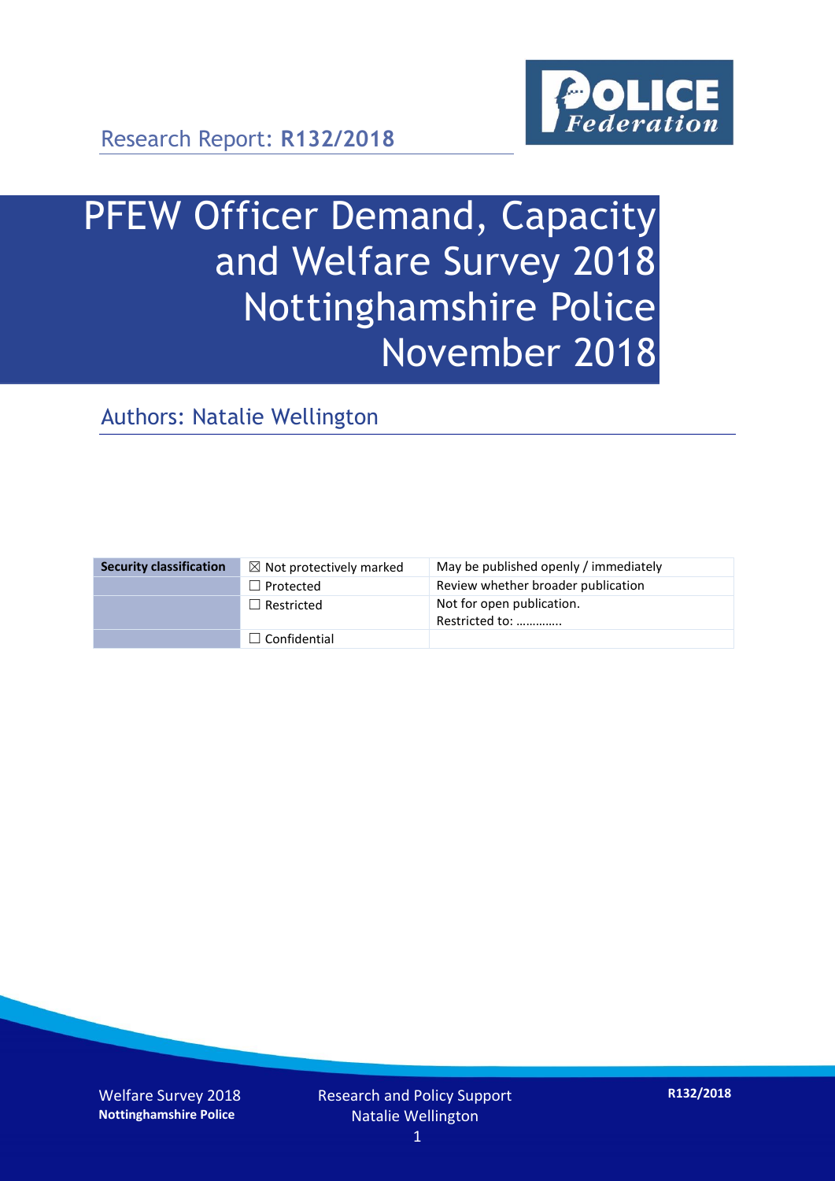Research Report: **R132/2018**

# PFEW Officer Demand, Capacity and Welfare Survey 2018 Nottinghamshire Police November 2018

## Authors: Natalie Wellington

| Security classification | ☒ Not protectively marked | May be published openly / immediately |
|---|---|---|
| | ☐ Protected | Review whether broader publication |
| | ☐ Restricted | Not for open publication. Restricted to: ………….. |
| | ☐ Confidential | |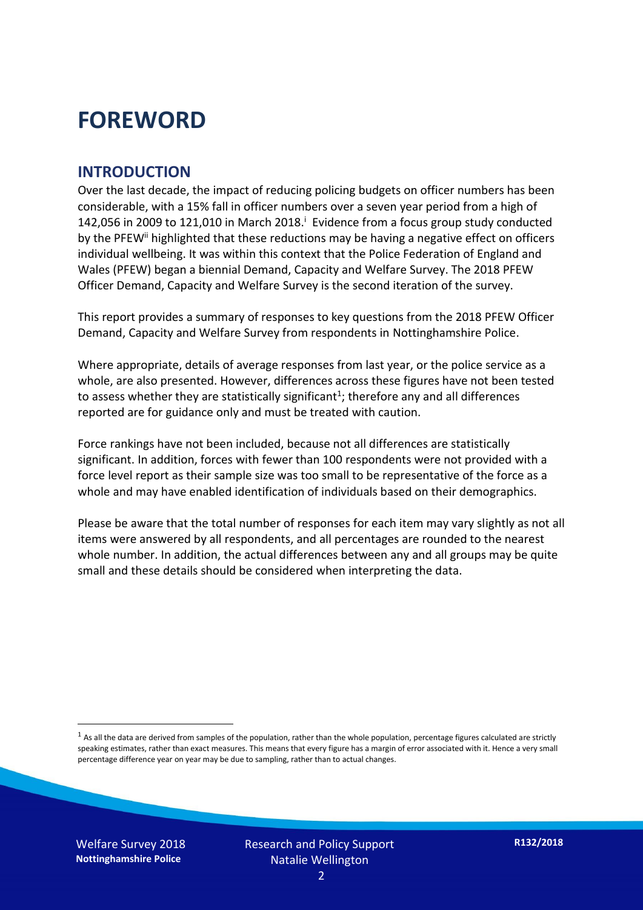# FOREWORD

## INTRODUCTION

Over the last decade, the impact of reducing policing budgets on officer numbers has been considerable, with a 15% fall in officer numbers over a seven year period from a high of 142,056 in 2009 to 121,010 in March 2018.[i] Evidence from a focus group study conducted by the PFEW[ii] highlighted that these reductions may be having a negative effect on officers individual wellbeing. It was within this context that the Police Federation of England and Wales (PFEW) began a biennial Demand, Capacity and Welfare Survey. The 2018 PFEW Officer Demand, Capacity and Welfare Survey is the second iteration of the survey.

This report provides a summary of responses to key questions from the 2018 PFEW Officer Demand, Capacity and Welfare Survey from respondents in Nottinghamshire Police.

Where appropriate, details of average responses from last year, or the police service as a whole, are also presented. However, differences across these figures have not been tested to assess whether they are statistically significant[1]; therefore any and all differences reported are for guidance only and must be treated with caution.

Force rankings have not been included, because not all differences are statistically significant. In addition, forces with fewer than 100 respondents were not provided with a force level report as their sample size was too small to be representative of the force as a whole and may have enabled identification of individuals based on their demographics.

Please be aware that the total number of responses for each item may vary slightly as not all items were answered by all respondents, and all percentages are rounded to the nearest whole number. In addition, the actual differences between any and all groups may be quite small and these details should be considered when interpreting the data.

[1] As all the data are derived from samples of the population, rather than the whole population, percentage figures calculated are strictly speaking estimates, rather than exact measures. This means that every figure has a margin of error associated with it. Hence a very small percentage difference year on year may be due to sampling, rather than to actual changes.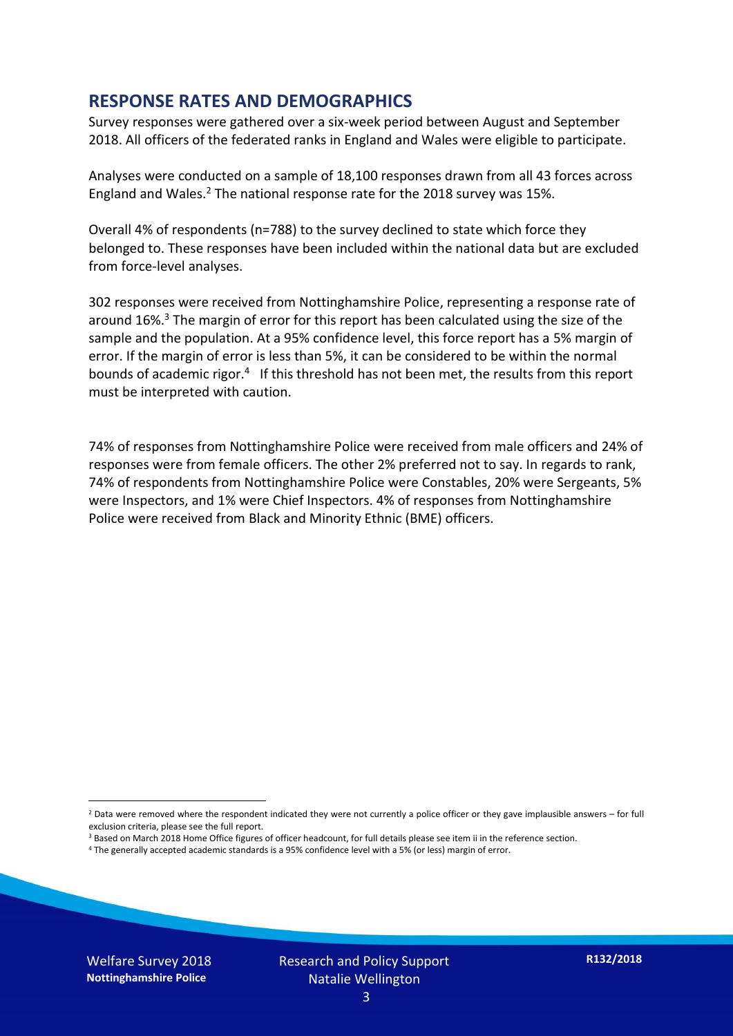## RESPONSE RATES AND DEMOGRAPHICS

Survey responses were gathered over a six-week period between August and September 2018. All officers of the federated ranks in England and Wales were eligible to participate.

Analyses were conducted on a sample of 18,100 responses drawn from all 43 forces across England and Wales.[2] The national response rate for the 2018 survey was 15%.

Overall 4% of respondents (n=788) to the survey declined to state which force they belonged to. These responses have been included within the national data but are excluded from force-level analyses.

302 responses were received from Nottinghamshire Police, representing a response rate of around 16%.[3] The margin of error for this report has been calculated using the size of the sample and the population. At a 95% confidence level, this force report has a 5% margin of error. If the margin of error is less than 5%, it can be considered to be within the normal bounds of academic rigor.[4] If this threshold has not been met, the results from this report must be interpreted with caution.

74% of responses from Nottinghamshire Police were received from male officers and 24% of responses were from female officers. The other 2% preferred not to say. In regards to rank, 74% of respondents from Nottinghamshire Police were Constables, 20% were Sergeants, 5% were Inspectors, and 1% were Chief Inspectors. 4% of responses from Nottinghamshire Police were received from Black and Minority Ethnic (BME) officers.

[2] Data were removed where the respondent indicated they were not currently a police officer or they gave implausible answers – for full exclusion criteria, please see the full report.

[3] Based on March 2018 Home Office figures of officer headcount, for full details please see item ii in the reference section.

[4] The generally accepted academic standards is a 95% confidence level with a 5% (or less) margin of error.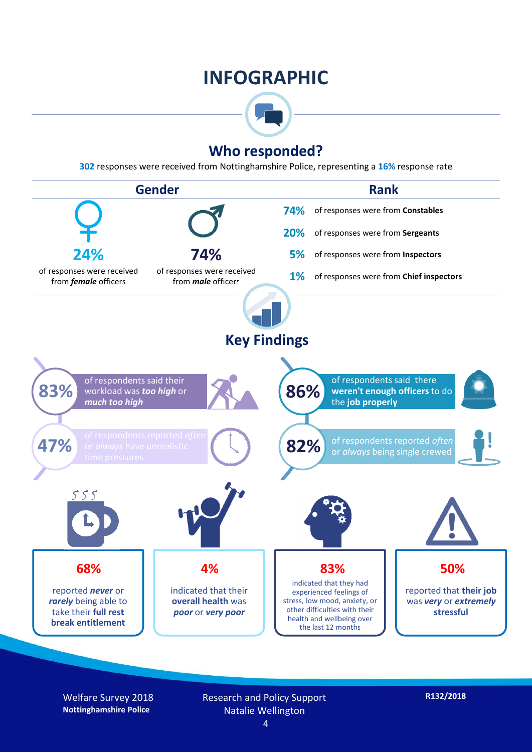# INFOGRAPHIC

## Who responded?

**302** responses were received from Nottinghamshire Police, representing a **16%** response rate

### Gender

**24%** of responses were received from ***female*** officers

**74%** of responses were received from ***male*** officers

### Rank

**74%** of responses were from **Constables**

**20%** of responses were from **Sergeants**

**5%** of responses were from **Inspectors**

**1%** of responses were from **Chief inspectors**

## Key Findings

**83%** of respondents said their workload was ***too high*** or ***much too high***

**86%** of respondents said there **weren't enough officers** to do the **job properly**

**47%** of respondents reported *often* or *always* have unrealistic time pressures

**82%** of respondents reported *often* or *always* being single crewed

**68%** reported ***never*** or ***rarely*** being able to take their **full rest break entitlement**

**4%** indicated that their **overall health** was ***poor*** or ***very poor***

**83%** indicated that they had experienced feelings of stress, low mood, anxiety, or other difficulties with their health and wellbeing over the last 12 months

**50%** reported that **their job** was ***very*** or ***extremely*** **stressful**

Welfare Survey 2018
**Nottinghamshire Police**

Research and Policy Support
Natalie Wellington

**R132/2018**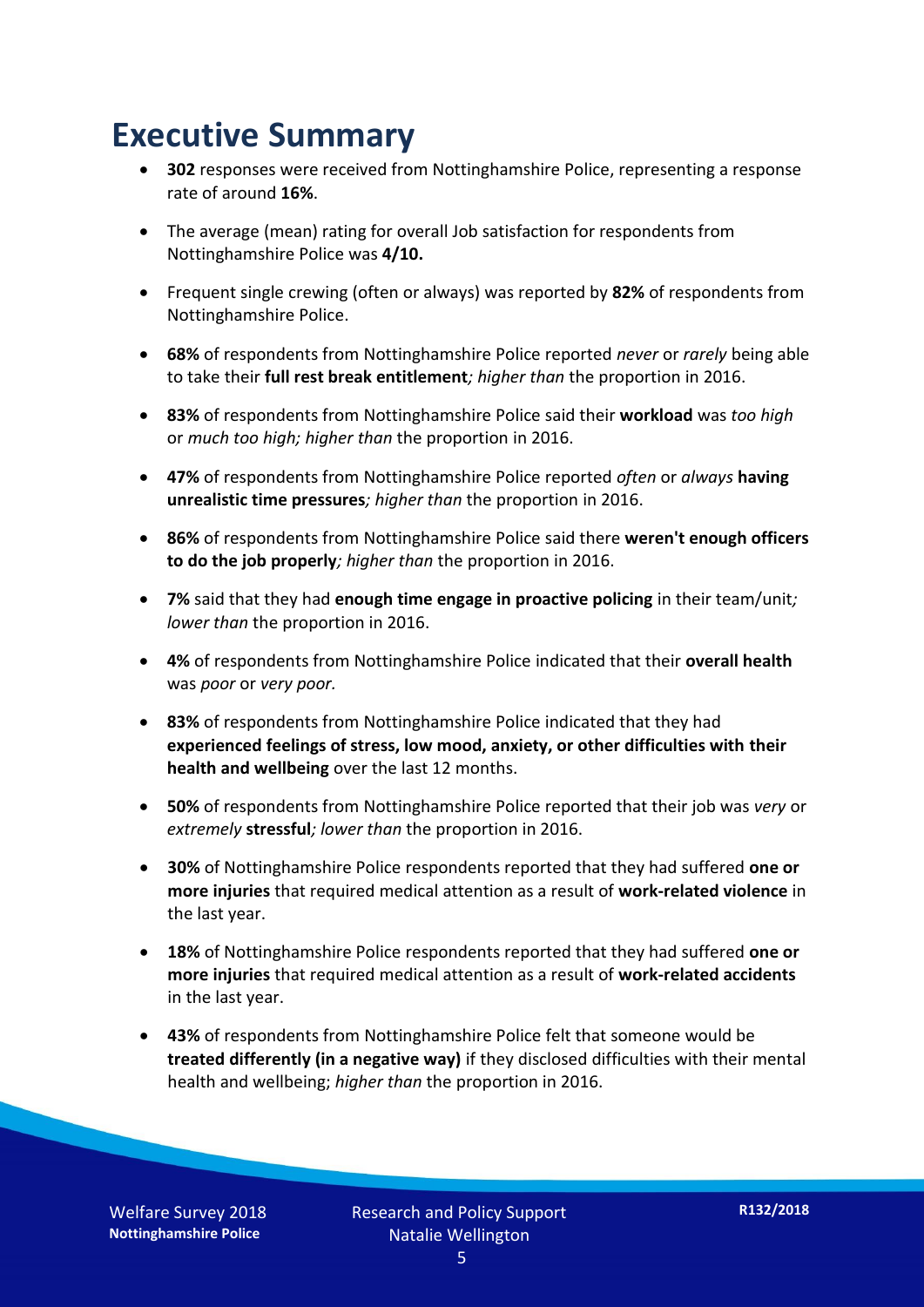# Executive Summary

- **302** responses were received from Nottinghamshire Police, representing a response rate of around **16%**.
- The average (mean) rating for overall Job satisfaction for respondents from Nottinghamshire Police was **4/10.**
- Frequent single crewing (often or always) was reported by **82%** of respondents from Nottinghamshire Police.
- **68%** of respondents from Nottinghamshire Police reported *never* or *rarely* being able to take their **full rest break entitlement***; higher than* the proportion in 2016.
- **83%** of respondents from Nottinghamshire Police said their **workload** was *too high* or *much too high; higher than* the proportion in 2016.
- **47%** of respondents from Nottinghamshire Police reported *often* or *always* **having unrealistic time pressures***; higher than* the proportion in 2016.
- **86%** of respondents from Nottinghamshire Police said there **weren't enough officers to do the job properly***; higher than* the proportion in 2016.
- **7%** said that they had **enough time engage in proactive policing** in their team/unit*; lower than* the proportion in 2016.
- **4%** of respondents from Nottinghamshire Police indicated that their **overall health** was *poor* or *very poor.*
- **83%** of respondents from Nottinghamshire Police indicated that they had **experienced feelings of stress, low mood, anxiety, or other difficulties with their health and wellbeing** over the last 12 months.
- **50%** of respondents from Nottinghamshire Police reported that their job was *very* or *extremely* **stressful***; lower than* the proportion in 2016.
- **30%** of Nottinghamshire Police respondents reported that they had suffered **one or more injuries** that required medical attention as a result of **work-related violence** in the last year.
- **18%** of Nottinghamshire Police respondents reported that they had suffered **one or more injuries** that required medical attention as a result of **work-related accidents** in the last year.
- **43%** of respondents from Nottinghamshire Police felt that someone would be **treated differently (in a negative way)** if they disclosed difficulties with their mental health and wellbeing; *higher than* the proportion in 2016.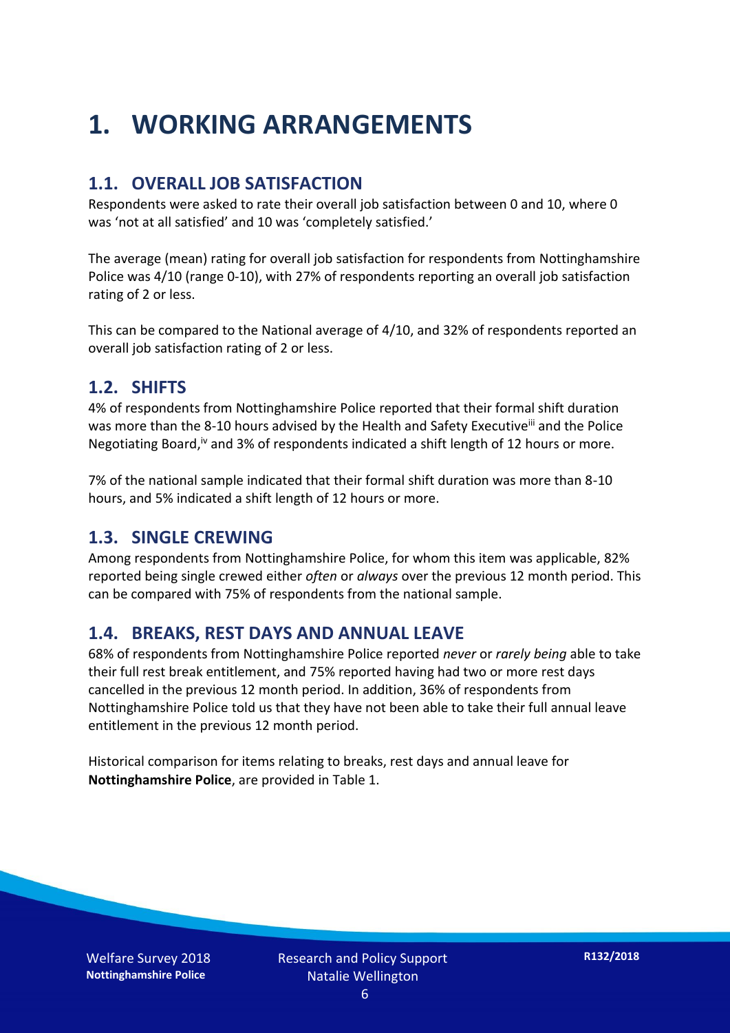# 1. WORKING ARRANGEMENTS

## 1.1. OVERALL JOB SATISFACTION

Respondents were asked to rate their overall job satisfaction between 0 and 10, where 0 was 'not at all satisfied' and 10 was 'completely satisfied.'

The average (mean) rating for overall job satisfaction for respondents from Nottinghamshire Police was 4/10 (range 0-10), with 27% of respondents reporting an overall job satisfaction rating of 2 or less.

This can be compared to the National average of 4/10, and 32% of respondents reported an overall job satisfaction rating of 2 or less.

## 1.2. SHIFTS

4% of respondents from Nottinghamshire Police reported that their formal shift duration was more than the 8-10 hours advised by the Health and Safety Executive[iii] and the Police Negotiating Board,[iv] and 3% of respondents indicated a shift length of 12 hours or more.

7% of the national sample indicated that their formal shift duration was more than 8-10 hours, and 5% indicated a shift length of 12 hours or more.

## 1.3. SINGLE CREWING

Among respondents from Nottinghamshire Police, for whom this item was applicable, 82% reported being single crewed either *often* or *always* over the previous 12 month period. This can be compared with 75% of respondents from the national sample.

## 1.4. BREAKS, REST DAYS AND ANNUAL LEAVE

68% of respondents from Nottinghamshire Police reported *never* or *rarely being* able to take their full rest break entitlement, and 75% reported having had two or more rest days cancelled in the previous 12 month period. In addition, 36% of respondents from Nottinghamshire Police told us that they have not been able to take their full annual leave entitlement in the previous 12 month period.

Historical comparison for items relating to breaks, rest days and annual leave for **Nottinghamshire Police**, are provided in Table 1.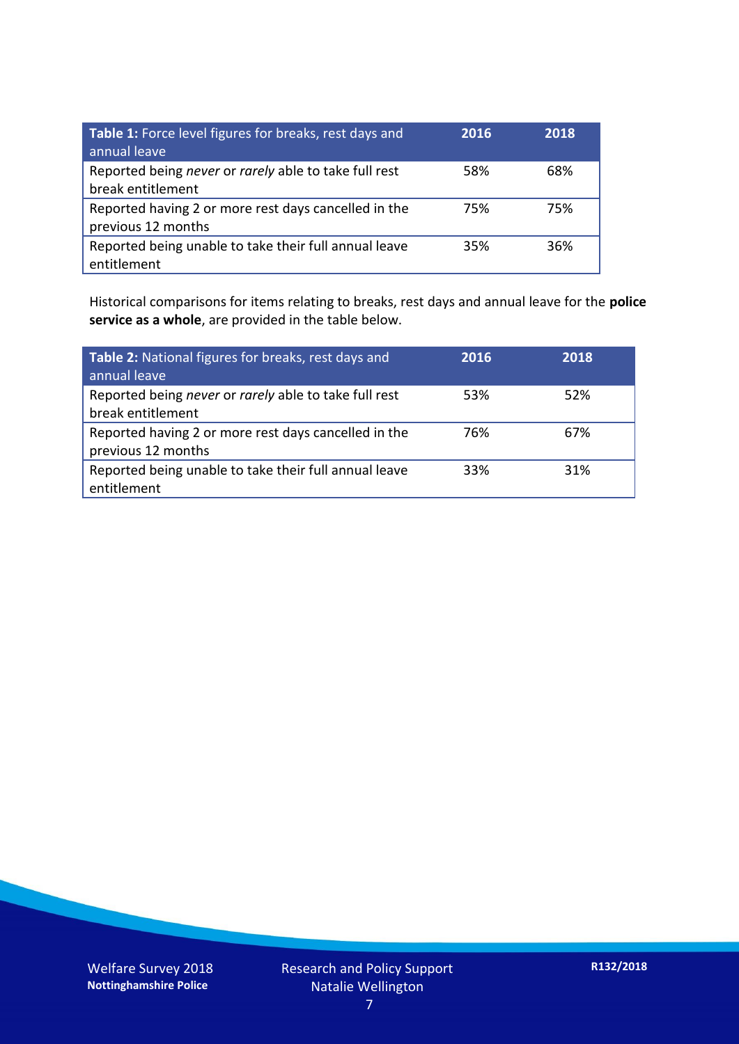| **Table 1:** Force level figures for breaks, rest days and annual leave | **2016** | **2018** |
|---|---|---|
| Reported being *never* or *rarely* able to take full rest break entitlement | 58% | 68% |
| Reported having 2 or more rest days cancelled in the previous 12 months | 75% | 75% |
| Reported being unable to take their full annual leave entitlement | 35% | 36% |

Historical comparisons for items relating to breaks, rest days and annual leave for the **police service as a whole**, are provided in the table below.

| **Table 2:** National figures for breaks, rest days and annual leave | **2016** | **2018** |
|---|---|---|
| Reported being *never* or *rarely* able to take full rest break entitlement | 53% | 52% |
| Reported having 2 or more rest days cancelled in the previous 12 months | 76% | 67% |
| Reported being unable to take their full annual leave entitlement | 33% | 31% |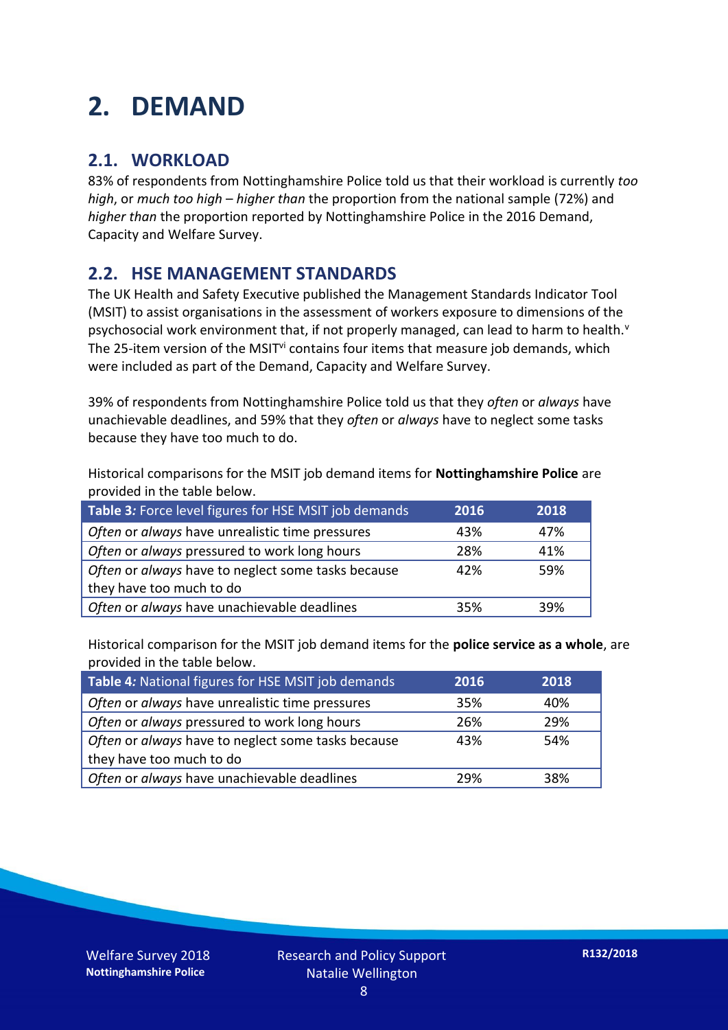# 2. DEMAND

## 2.1. WORKLOAD

83% of respondents from Nottinghamshire Police told us that their workload is currently *too high*, or *much too high* – *higher than* the proportion from the national sample (72%) and *higher than* the proportion reported by Nottinghamshire Police in the 2016 Demand, Capacity and Welfare Survey.

## 2.2. HSE MANAGEMENT STANDARDS

The UK Health and Safety Executive published the Management Standards Indicator Tool (MSIT) to assist organisations in the assessment of workers exposure to dimensions of the psychosocial work environment that, if not properly managed, can lead to harm to health.[v] The 25-item version of the MSIT[vi] contains four items that measure job demands, which were included as part of the Demand, Capacity and Welfare Survey.

39% of respondents from Nottinghamshire Police told us that they *often* or *always* have unachievable deadlines, and 59% that they *often* or *always* have to neglect some tasks because they have too much to do.

Historical comparisons for the MSIT job demand items for **Nottinghamshire Police** are provided in the table below.

| Table 3: Force level figures for HSE MSIT job demands | 2016 | 2018 |
|---|---|---|
| *Often* or *always* have unrealistic time pressures | 43% | 47% |
| *Often* or *always* pressured to work long hours | 28% | 41% |
| *Often* or *always* have to neglect some tasks because they have too much to do | 42% | 59% |
| *Often* or *always* have unachievable deadlines | 35% | 39% |

Historical comparison for the MSIT job demand items for the **police service as a whole**, are provided in the table below.

| Table 4: National figures for HSE MSIT job demands | 2016 | 2018 |
|---|---|---|
| *Often* or *always* have unrealistic time pressures | 35% | 40% |
| *Often* or *always* pressured to work long hours | 26% | 29% |
| *Often* or *always* have to neglect some tasks because they have too much to do | 43% | 54% |
| *Often* or *always* have unachievable deadlines | 29% | 38% |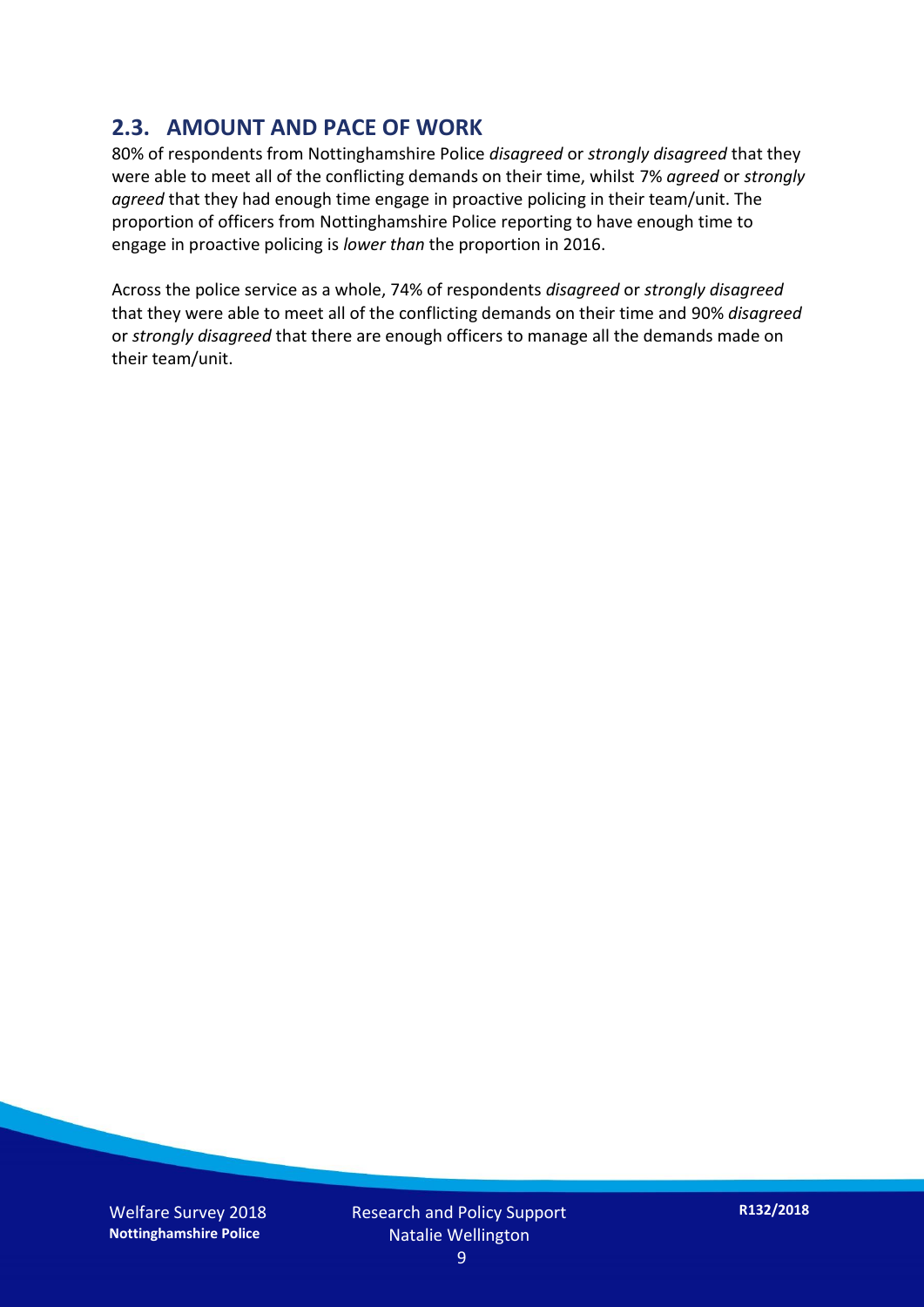## 2.3. AMOUNT AND PACE OF WORK

80% of respondents from Nottinghamshire Police *disagreed* or *strongly disagreed* that they were able to meet all of the conflicting demands on their time, whilst 7% *agreed* or *strongly agreed* that they had enough time engage in proactive policing in their team/unit. The proportion of officers from Nottinghamshire Police reporting to have enough time to engage in proactive policing is *lower than* the proportion in 2016.

Across the police service as a whole, 74% of respondents *disagreed* or *strongly disagreed* that they were able to meet all of the conflicting demands on their time and 90% *disagreed* or *strongly disagreed* that there are enough officers to manage all the demands made on their team/unit.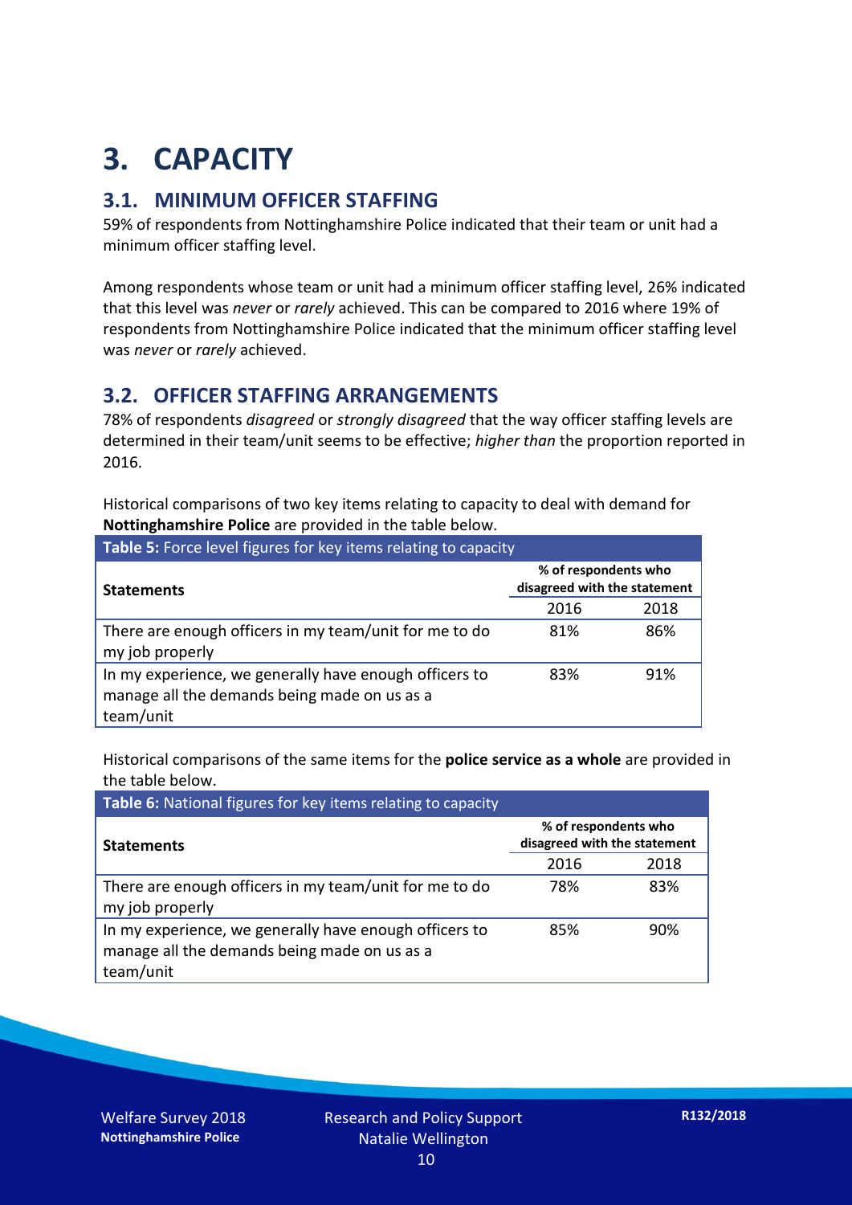# 3. CAPACITY

## 3.1. MINIMUM OFFICER STAFFING

59% of respondents from Nottinghamshire Police indicated that their team or unit had a minimum officer staffing level.

Among respondents whose team or unit had a minimum officer staffing level, 26% indicated that this level was *never* or *rarely* achieved. This can be compared to 2016 where 19% of respondents from Nottinghamshire Police indicated that the minimum officer staffing level was *never* or *rarely* achieved.

## 3.2. OFFICER STAFFING ARRANGEMENTS

78% of respondents *disagreed* or *strongly disagreed* that the way officer staffing levels are determined in their team/unit seems to be effective; *higher than* the proportion reported in 2016.

Historical comparisons of two key items relating to capacity to deal with demand for **Nottinghamshire Police** are provided in the table below.

**Table 5:** Force level figures for key items relating to capacity

| Statements | % of respondents who disagreed with the statement | |
|---|---|---|
| | 2016 | 2018 |
| There are enough officers in my team/unit for me to do my job properly | 81% | 86% |
| In my experience, we generally have enough officers to manage all the demands being made on us as a team/unit | 83% | 91% |

Historical comparisons of the same items for the **police service as a whole** are provided in the table below.

**Table 6:** National figures for key items relating to capacity

| Statements | % of respondents who disagreed with the statement | |
|---|---|---|
| | 2016 | 2018 |
| There are enough officers in my team/unit for me to do my job properly | 78% | 83% |
| In my experience, we generally have enough officers to manage all the demands being made on us as a team/unit | 85% | 90% |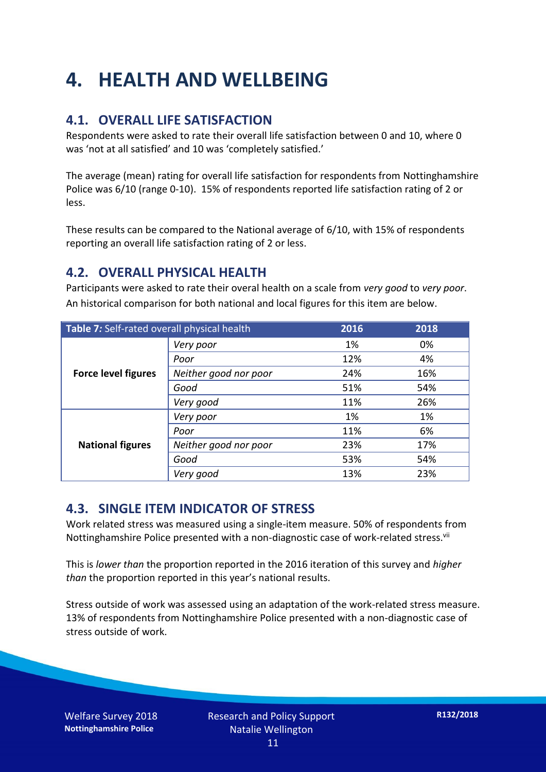# 4. HEALTH AND WELLBEING

## 4.1. OVERALL LIFE SATISFACTION

Respondents were asked to rate their overall life satisfaction between 0 and 10, where 0 was 'not at all satisfied' and 10 was 'completely satisfied.'

The average (mean) rating for overall life satisfaction for respondents from Nottinghamshire Police was 6/10 (range 0-10). 15% of respondents reported life satisfaction rating of 2 or less.

These results can be compared to the National average of 6/10, with 15% of respondents reporting an overall life satisfaction rating of 2 or less.

## 4.2. OVERALL PHYSICAL HEALTH

Participants were asked to rate their overal health on a scale from *very good* to *very poor*. An historical comparison for both national and local figures for this item are below.

| *Table 7:* Self-rated overall physical health | | 2016 | 2018 |
|---|---|---|---|
| **Force level figures** | *Very poor* | 1% | 0% |
| | *Poor* | 12% | 4% |
| | *Neither good nor poor* | 24% | 16% |
| | *Good* | 51% | 54% |
| | *Very good* | 11% | 26% |
| **National figures** | *Very poor* | 1% | 1% |
| | *Poor* | 11% | 6% |
| | *Neither good nor poor* | 23% | 17% |
| | *Good* | 53% | 54% |
| | *Very good* | 13% | 23% |

## 4.3. SINGLE ITEM INDICATOR OF STRESS

Work related stress was measured using a single-item measure. 50% of respondents from Nottinghamshire Police presented with a non-diagnostic case of work-related stress.[vii]

This is *lower than* the proportion reported in the 2016 iteration of this survey and *higher than* the proportion reported in this year's national results.

Stress outside of work was assessed using an adaptation of the work-related stress measure. 13% of respondents from Nottinghamshire Police presented with a non-diagnostic case of stress outside of work.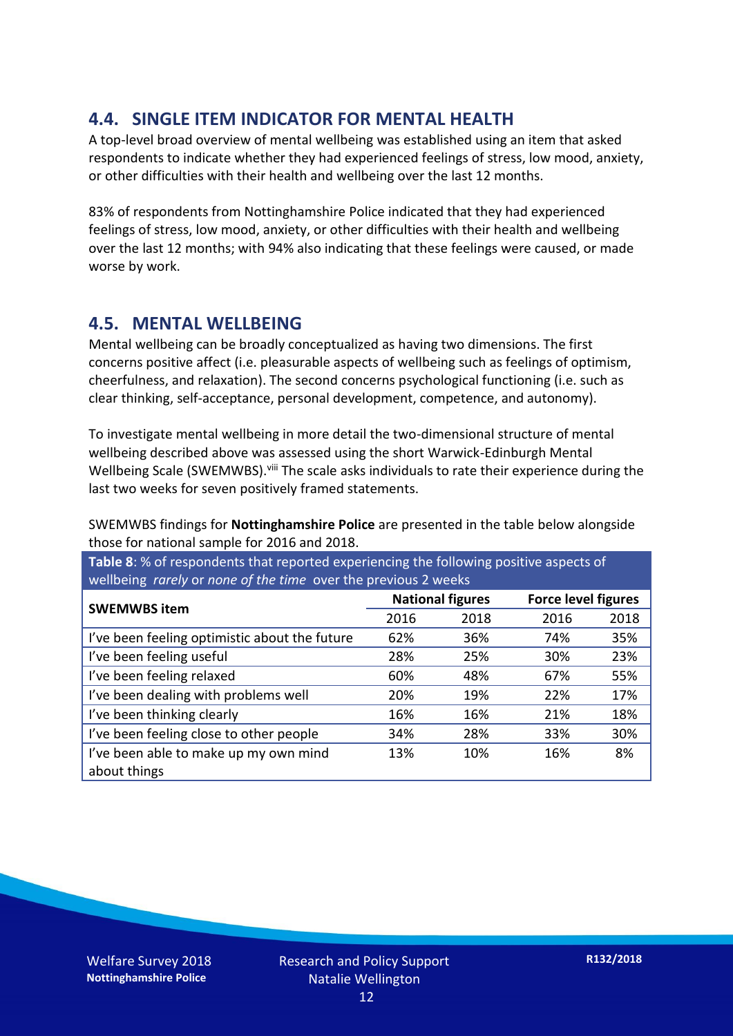## 4.4. SINGLE ITEM INDICATOR FOR MENTAL HEALTH

A top-level broad overview of mental wellbeing was established using an item that asked respondents to indicate whether they had experienced feelings of stress, low mood, anxiety, or other difficulties with their health and wellbeing over the last 12 months.

83% of respondents from Nottinghamshire Police indicated that they had experienced feelings of stress, low mood, anxiety, or other difficulties with their health and wellbeing over the last 12 months; with 94% also indicating that these feelings were caused, or made worse by work.

## 4.5. MENTAL WELLBEING

Mental wellbeing can be broadly conceptualized as having two dimensions. The first concerns positive affect (i.e. pleasurable aspects of wellbeing such as feelings of optimism, cheerfulness, and relaxation). The second concerns psychological functioning (i.e. such as clear thinking, self-acceptance, personal development, competence, and autonomy).

To investigate mental wellbeing in more detail the two-dimensional structure of mental wellbeing described above was assessed using the short Warwick-Edinburgh Mental Wellbeing Scale (SWEMWBS).[viii] The scale asks individuals to rate their experience during the last two weeks for seven positively framed statements.

SWEMWBS findings for **Nottinghamshire Police** are presented in the table below alongside those for national sample for 2016 and 2018.

**Table 8**: % of respondents that reported experiencing the following positive aspects of wellbeing *rarely* or *none of the time* over the previous 2 weeks

| SWEMWBS item | National figures | | Force level figures | |
|---|---|---|---|---|
| | 2016 | 2018 | 2016 | 2018 |
| I've been feeling optimistic about the future | 62% | 36% | 74% | 35% |
| I've been feeling useful | 28% | 25% | 30% | 23% |
| I've been feeling relaxed | 60% | 48% | 67% | 55% |
| I've been dealing with problems well | 20% | 19% | 22% | 17% |
| I've been thinking clearly | 16% | 16% | 21% | 18% |
| I've been feeling close to other people | 34% | 28% | 33% | 30% |
| I've been able to make up my own mind about things | 13% | 10% | 16% | 8% |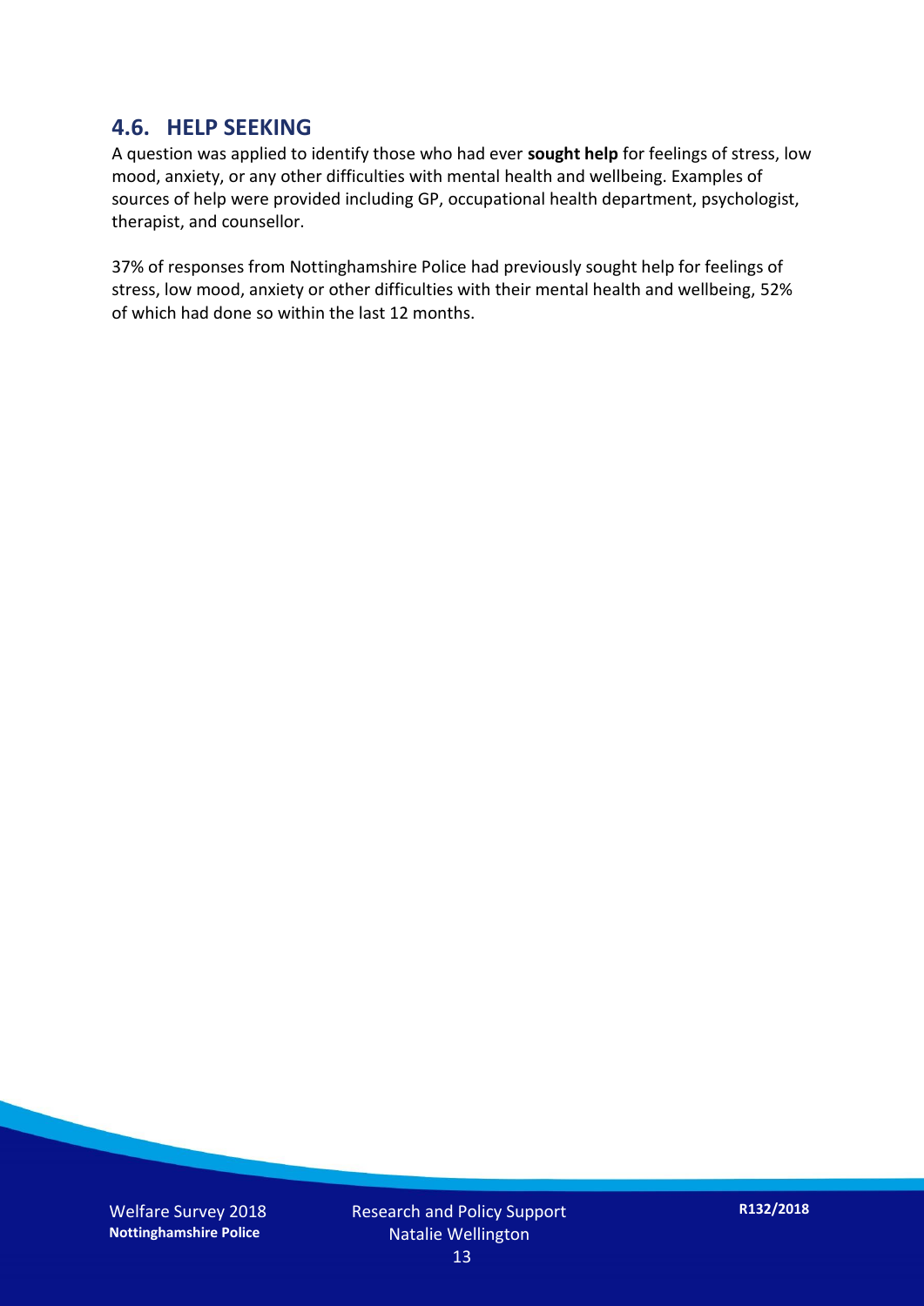## 4.6. HELP SEEKING

A question was applied to identify those who had ever **sought help** for feelings of stress, low mood, anxiety, or any other difficulties with mental health and wellbeing. Examples of sources of help were provided including GP, occupational health department, psychologist, therapist, and counsellor.

37% of responses from Nottinghamshire Police had previously sought help for feelings of stress, low mood, anxiety or other difficulties with their mental health and wellbeing, 52% of which had done so within the last 12 months.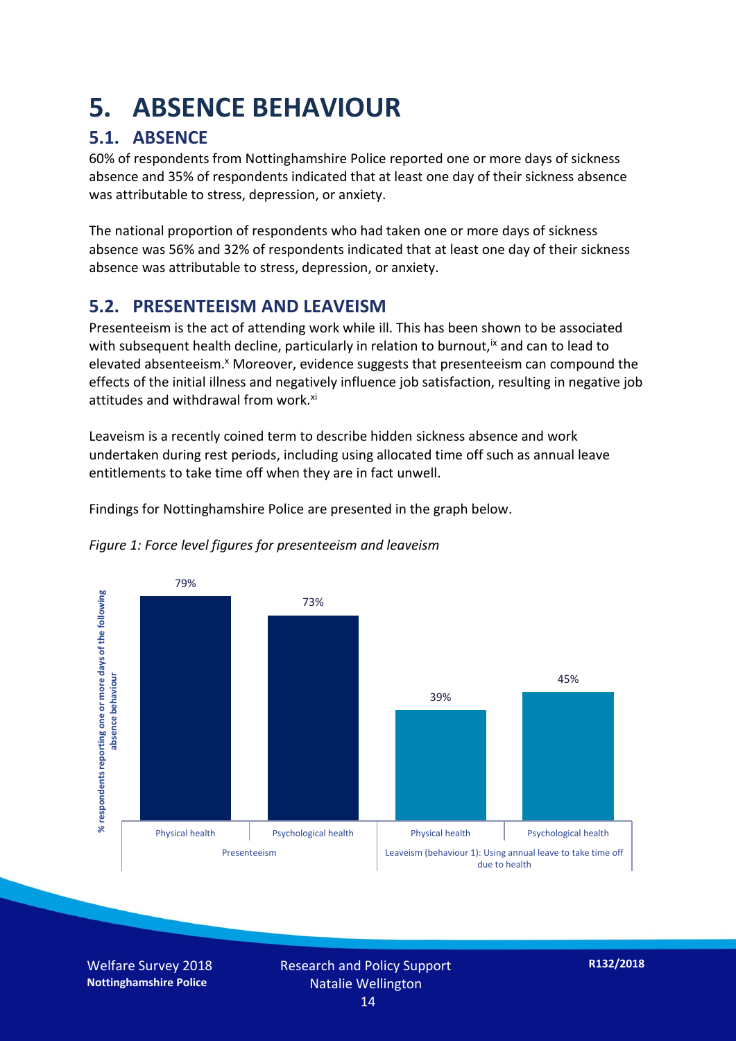# 5. ABSENCE BEHAVIOUR

## 5.1. ABSENCE

60% of respondents from Nottinghamshire Police reported one or more days of sickness absence and 35% of respondents indicated that at least one day of their sickness absence was attributable to stress, depression, or anxiety.

The national proportion of respondents who had taken one or more days of sickness absence was 56% and 32% of respondents indicated that at least one day of their sickness absence was attributable to stress, depression, or anxiety.

## 5.2. PRESENTEEISM AND LEAVEISM

Presenteeism is the act of attending work while ill. This has been shown to be associated with subsequent health decline, particularly in relation to burnout,[ix] and can to lead to elevated absenteeism.[x] Moreover, evidence suggests that presenteeism can compound the effects of the initial illness and negatively influence job satisfaction, resulting in negative job attitudes and withdrawal from work.[xi]

Leaveism is a recently coined term to describe hidden sickness absence and work undertaken during rest periods, including using allocated time off such as annual leave entitlements to take time off when they are in fact unwell.

Findings for Nottinghamshire Police are presented in the graph below.

*Figure 1: Force level figures for presenteeism and leaveism*

| % respondents reporting one or more days of the following absence behaviour | Physical health | Psychological health |
|---|---|---|
| Presenteeism | 79% | 73% |
| Leaveism (behaviour 1): Using annual leave to take time off due to health | 39% | 45% |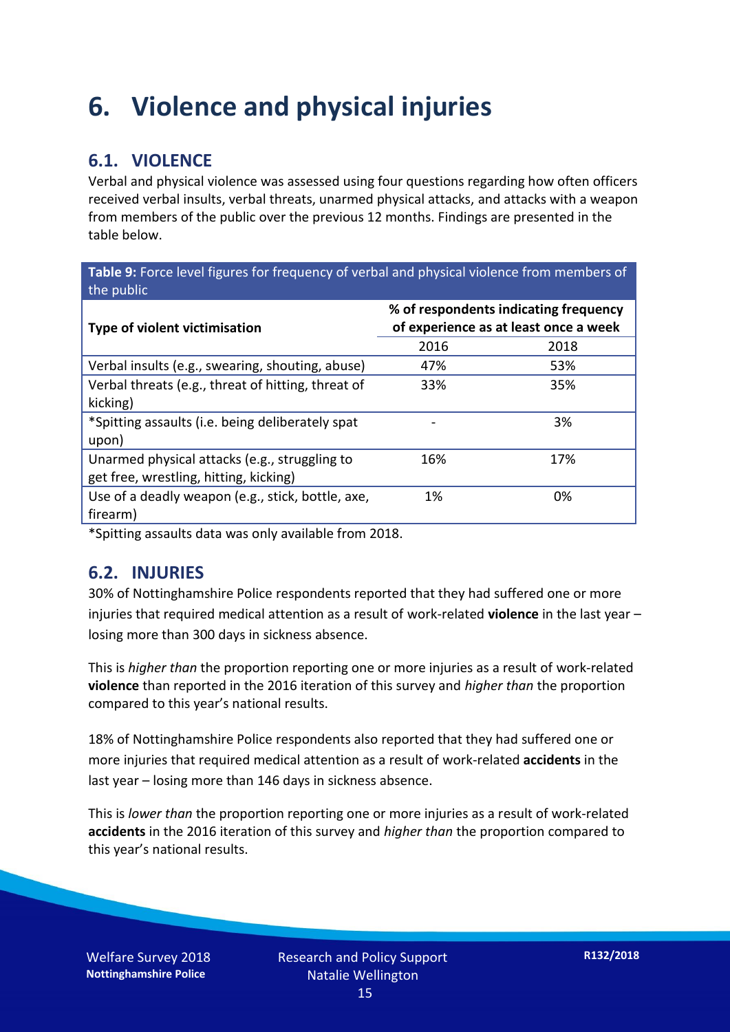# 6. Violence and physical injuries

## 6.1. VIOLENCE

Verbal and physical violence was assessed using four questions regarding how often officers received verbal insults, verbal threats, unarmed physical attacks, and attacks with a weapon from members of the public over the previous 12 months. Findings are presented in the table below.

**Table 9:** Force level figures for frequency of verbal and physical violence from members of the public

| Type of violent victimisation | % of respondents indicating frequency of experience as at least once a week | |
|---|---|---|
| | 2016 | 2018 |
| Verbal insults (e.g., swearing, shouting, abuse) | 47% | 53% |
| Verbal threats (e.g., threat of hitting, threat of kicking) | 33% | 35% |
| *Spitting assaults (i.e. being deliberately spat upon) | - | 3% |
| Unarmed physical attacks (e.g., struggling to get free, wrestling, hitting, kicking) | 16% | 17% |
| Use of a deadly weapon (e.g., stick, bottle, axe, firearm) | 1% | 0% |

*Spitting assaults data was only available from 2018.

## 6.2. INJURIES

30% of Nottinghamshire Police respondents reported that they had suffered one or more injuries that required medical attention as a result of work-related **violence** in the last year – losing more than 300 days in sickness absence.

This is *higher than* the proportion reporting one or more injuries as a result of work-related **violence** than reported in the 2016 iteration of this survey and *higher than* the proportion compared to this year's national results.

18% of Nottinghamshire Police respondents also reported that they had suffered one or more injuries that required medical attention as a result of work-related **accidents** in the last year – losing more than 146 days in sickness absence.

This is *lower than* the proportion reporting one or more injuries as a result of work-related **accidents** in the 2016 iteration of this survey and *higher than* the proportion compared to this year's national results.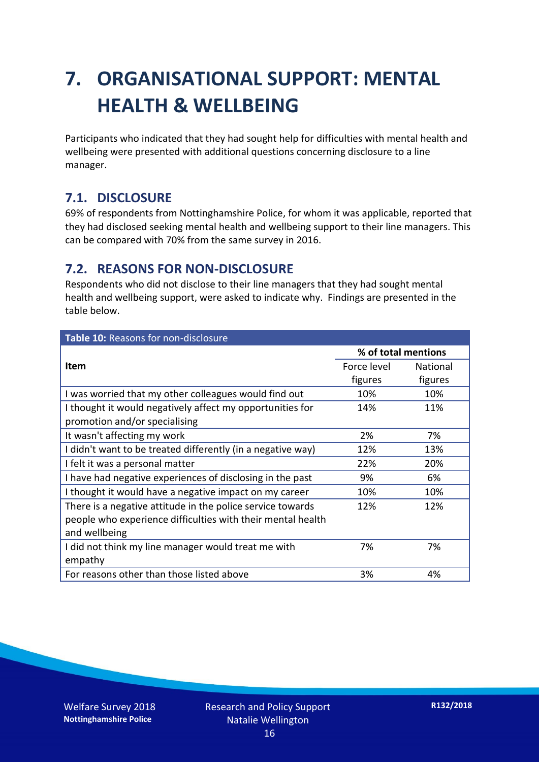# 7. ORGANISATIONAL SUPPORT: MENTAL HEALTH & WELLBEING

Participants who indicated that they had sought help for difficulties with mental health and wellbeing were presented with additional questions concerning disclosure to a line manager.

## 7.1. DISCLOSURE

69% of respondents from Nottinghamshire Police, for whom it was applicable, reported that they had disclosed seeking mental health and wellbeing support to their line managers. This can be compared with 70% from the same survey in 2016.

## 7.2. REASONS FOR NON-DISCLOSURE

Respondents who did not disclose to their line managers that they had sought mental health and wellbeing support, were asked to indicate why. Findings are presented in the table below.

**Table 10:** Reasons for non-disclosure

| Item | % of total mentions | |
|---|---|---|
| | Force level figures | National figures |
| I was worried that my other colleagues would find out | 10% | 10% |
| I thought it would negatively affect my opportunities for promotion and/or specialising | 14% | 11% |
| It wasn't affecting my work | 2% | 7% |
| I didn't want to be treated differently (in a negative way) | 12% | 13% |
| I felt it was a personal matter | 22% | 20% |
| I have had negative experiences of disclosing in the past | 9% | 6% |
| I thought it would have a negative impact on my career | 10% | 10% |
| There is a negative attitude in the police service towards people who experience difficulties with their mental health and wellbeing | 12% | 12% |
| I did not think my line manager would treat me with empathy | 7% | 7% |
| For reasons other than those listed above | 3% | 4% |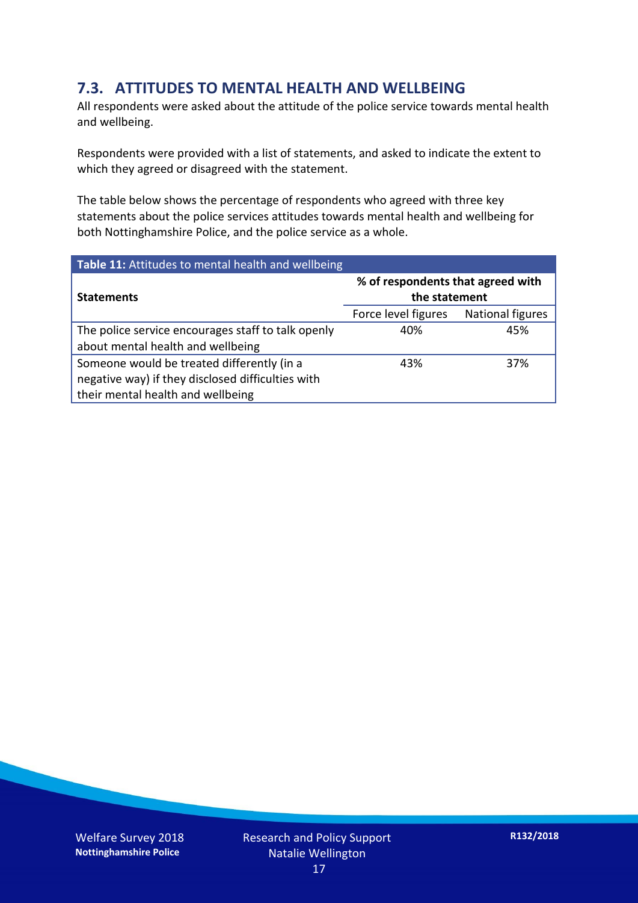## 7.3. ATTITUDES TO MENTAL HEALTH AND WELLBEING

All respondents were asked about the attitude of the police service towards mental health and wellbeing.

Respondents were provided with a list of statements, and asked to indicate the extent to which they agreed or disagreed with the statement.

The table below shows the percentage of respondents who agreed with three key statements about the police services attitudes towards mental health and wellbeing for both Nottinghamshire Police, and the police service as a whole.

**Table 11:** Attitudes to mental health and wellbeing

| **Statements** | **% of respondents that agreed with the statement** | |
|---|---|---|
| | Force level figures | National figures |
| The police service encourages staff to talk openly about mental health and wellbeing | 40% | 45% |
| Someone would be treated differently (in a negative way) if they disclosed difficulties with their mental health and wellbeing | 43% | 37% |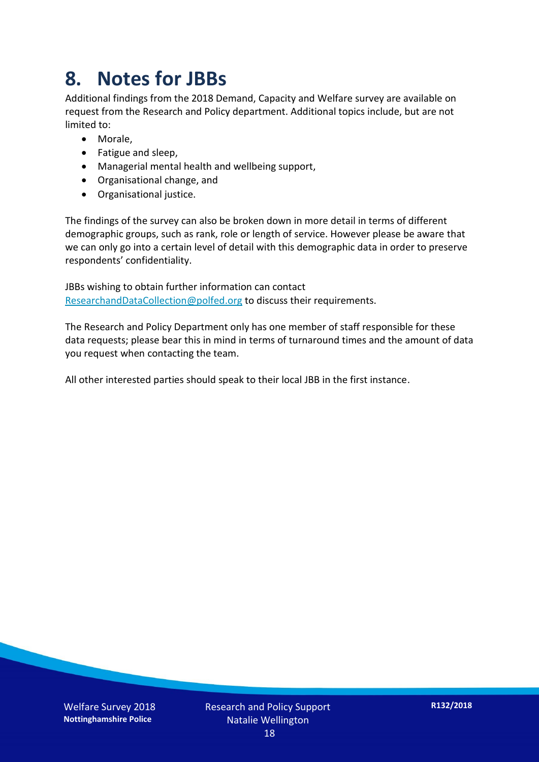# 8. Notes for JBBs

Additional findings from the 2018 Demand, Capacity and Welfare survey are available on request from the Research and Policy department. Additional topics include, but are not limited to:

- Morale,
- Fatigue and sleep,
- Managerial mental health and wellbeing support,
- Organisational change, and
- Organisational justice.

The findings of the survey can also be broken down in more detail in terms of different demographic groups, such as rank, role or length of service. However please be aware that we can only go into a certain level of detail with this demographic data in order to preserve respondents' confidentiality.

JBBs wishing to obtain further information can contact ResearchandDataCollection@polfed.org to discuss their requirements.

The Research and Policy Department only has one member of staff responsible for these data requests; please bear this in mind in terms of turnaround times and the amount of data you request when contacting the team.

All other interested parties should speak to their local JBB in the first instance.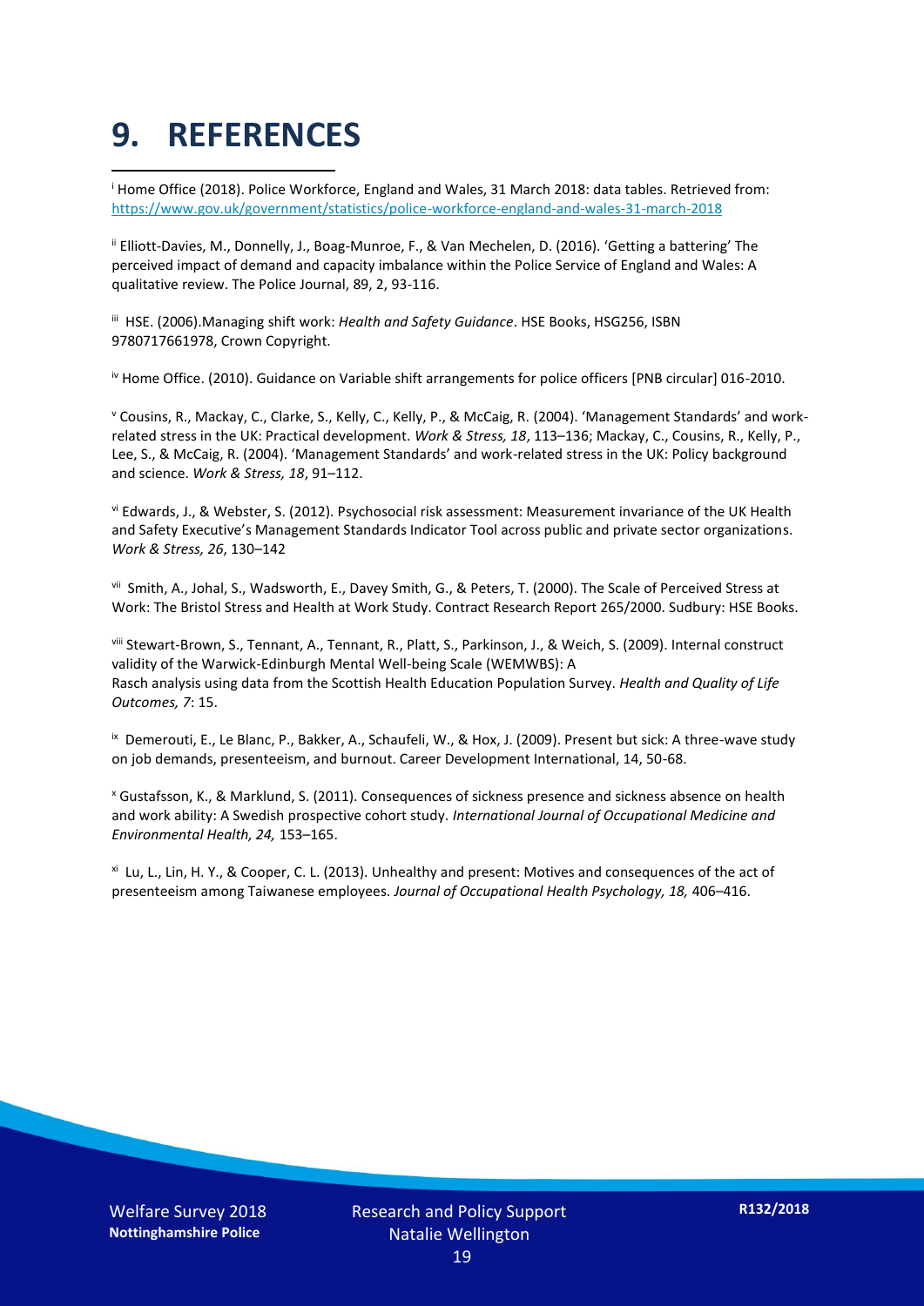# 9. REFERENCES

[i] Home Office (2018). Police Workforce, England and Wales, 31 March 2018: data tables. Retrieved from: https://www.gov.uk/government/statistics/police-workforce-england-and-wales-31-march-2018

[ii] Elliott-Davies, M., Donnelly, J., Boag-Munroe, F., & Van Mechelen, D. (2016). 'Getting a battering' The perceived impact of demand and capacity imbalance within the Police Service of England and Wales: A qualitative review. The Police Journal, 89, 2, 93-116.

[iii] HSE. (2006).Managing shift work: *Health and Safety Guidance*. HSE Books, HSG256, ISBN 9780717661978, Crown Copyright.

[iv] Home Office. (2010). Guidance on Variable shift arrangements for police officers [PNB circular] 016-2010.

[v] Cousins, R., Mackay, C., Clarke, S., Kelly, C., Kelly, P., & McCaig, R. (2004). 'Management Standards' and work-related stress in the UK: Practical development. *Work & Stress, 18*, 113–136; Mackay, C., Cousins, R., Kelly, P., Lee, S., & McCaig, R. (2004). 'Management Standards' and work-related stress in the UK: Policy background and science. *Work & Stress, 18*, 91–112.

[vi] Edwards, J., & Webster, S. (2012). Psychosocial risk assessment: Measurement invariance of the UK Health and Safety Executive's Management Standards Indicator Tool across public and private sector organizations. *Work & Stress, 26*, 130–142

[vii] Smith, A., Johal, S., Wadsworth, E., Davey Smith, G., & Peters, T. (2000). The Scale of Perceived Stress at Work: The Bristol Stress and Health at Work Study. Contract Research Report 265/2000. Sudbury: HSE Books.

[viii] Stewart-Brown, S., Tennant, A., Tennant, R., Platt, S., Parkinson, J., & Weich, S. (2009). Internal construct validity of the Warwick-Edinburgh Mental Well-being Scale (WEMWBS): A Rasch analysis using data from the Scottish Health Education Population Survey. *Health and Quality of Life Outcomes, 7*: 15.

[ix] Demerouti, E., Le Blanc, P., Bakker, A., Schaufeli, W., & Hox, J. (2009). Present but sick: A three-wave study on job demands, presenteeism, and burnout. Career Development International, 14, 50-68.

[x] Gustafsson, K., & Marklund, S. (2011). Consequences of sickness presence and sickness absence on health and work ability: A Swedish prospective cohort study. *International Journal of Occupational Medicine and Environmental Health, 24,* 153–165.

[xi] Lu, L., Lin, H. Y., & Cooper, C. L. (2013). Unhealthy and present: Motives and consequences of the act of presenteeism among Taiwanese employees. *Journal of Occupational Health Psychology, 18,* 406–416.